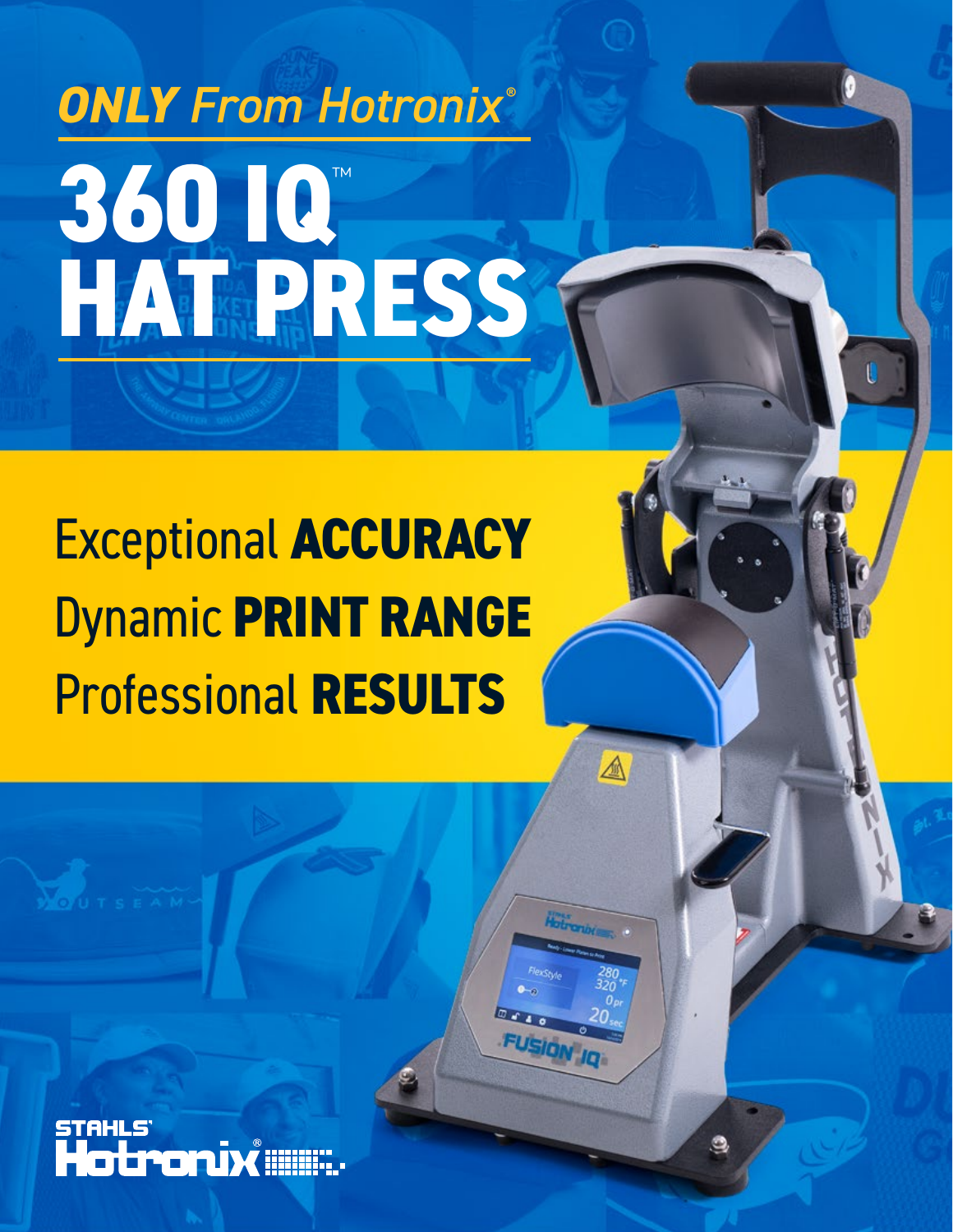*ONLY From Hotronix®*

# 360 IQ™ HAT PRESS

Exceptional **ACCURACY**

Dynamic **PRINT RANGE**

Professional **RESULTS**

STAHLS' Hotronix®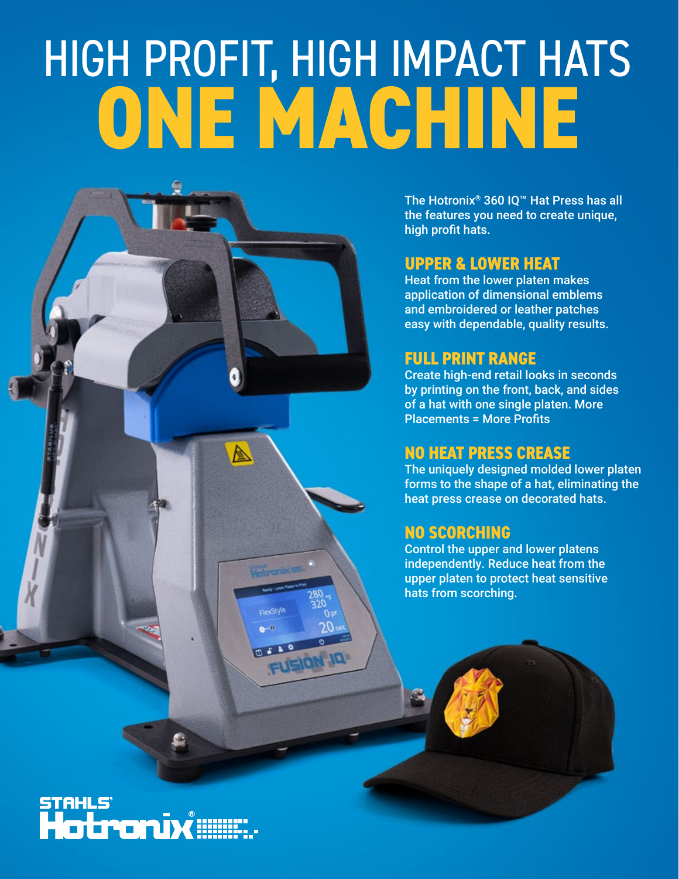# HIGH PROFIT, HIGH IMPACT HATS
# ONE MACHINE

The Hotronix® 360 IQ™ Hat Press has all the features you need to create unique, high profit hats.

## UPPER & LOWER HEAT

Heat from the lower platen makes application of dimensional emblems and embroidered or leather patches easy with dependable, quality results.

## FULL PRINT RANGE

Create high-end retail looks in seconds by printing on the front, back, and sides of a hat with one single platen. More Placements = More Profits

## NO HEAT PRESS CREASE

The uniquely designed molded lower platen forms to the shape of a hat, eliminating the heat press crease on decorated hats.

## NO SCORCHING

Control the upper and lower platens independently. Reduce heat from the upper platen to protect heat sensitive hats from scorching.

STAHLS' Hotronix®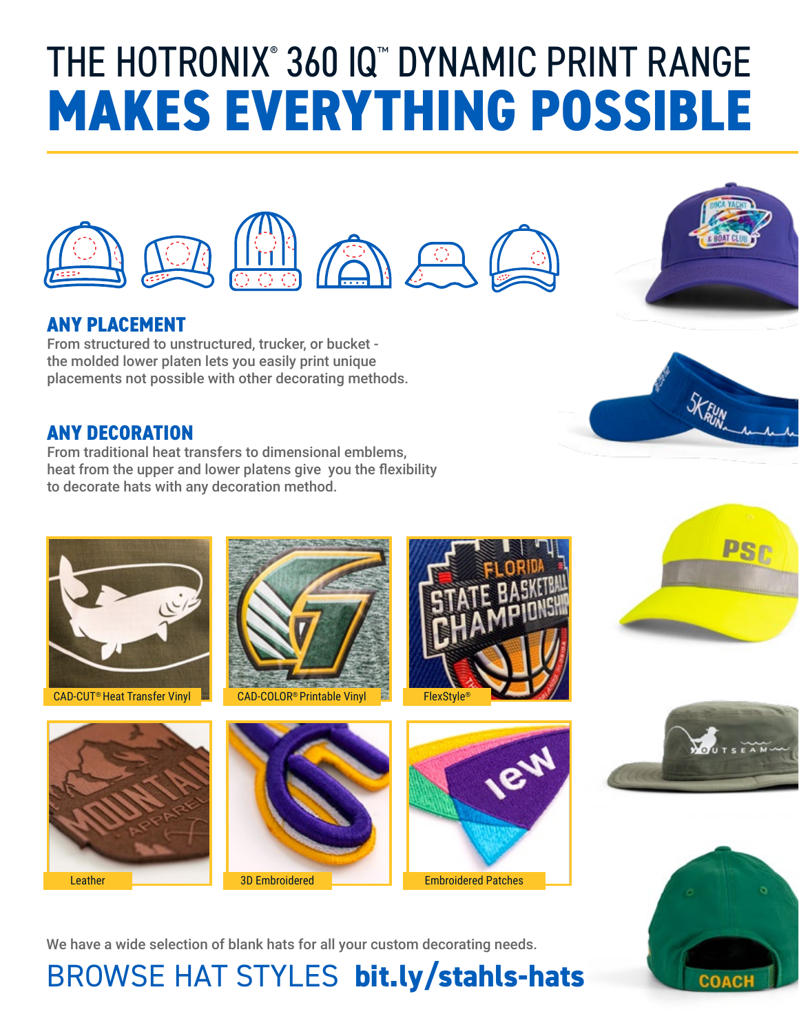# THE HOTRONIX® 360 IQ™ DYNAMIC PRINT RANGE MAKES EVERYTHING POSSIBLE

## ANY PLACEMENT

From structured to unstructured, trucker, or bucket - the molded lower platen lets you easily print unique placements not possible with other decorating methods.

## ANY DECORATION

From traditional heat transfers to dimensional emblems, heat from the upper and lower platens give you the flexibility to decorate hats with any decoration method.

CAD-CUT® Heat Transfer Vinyl

CAD-COLOR® Printable Vinyl

FlexStyle®

Leather

3D Embroidered

Embroidered Patches

We have a wide selection of blank hats for all your custom decorating needs.

BROWSE HAT STYLES **bit.ly/stahls-hats**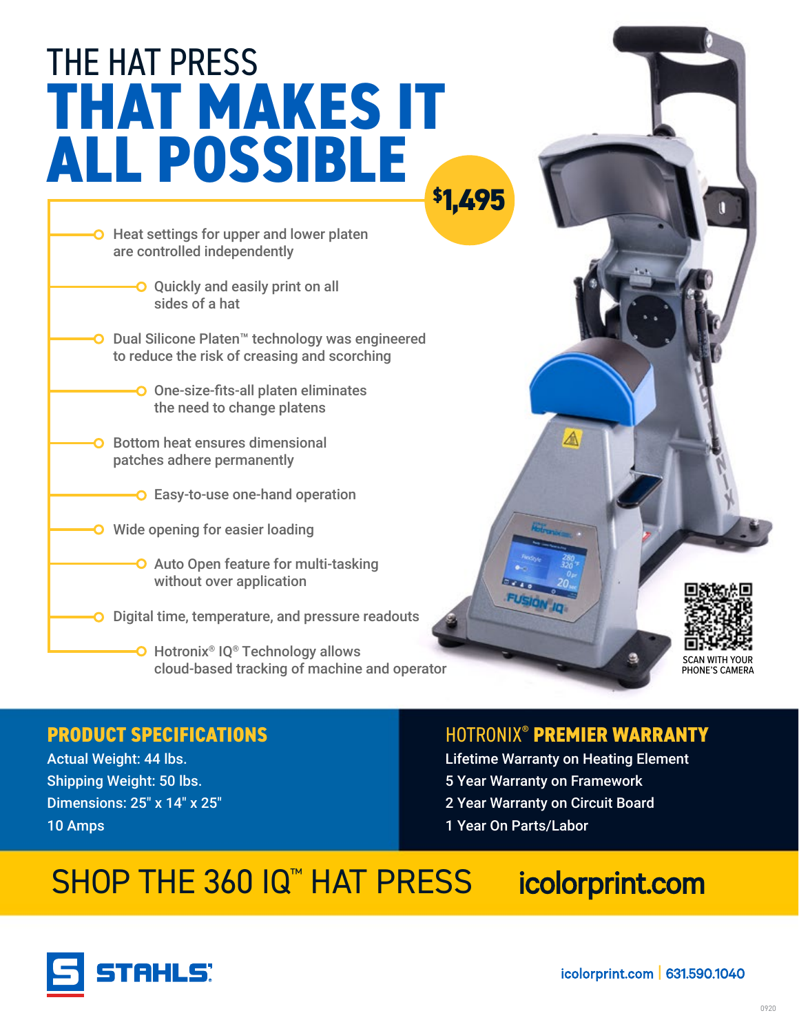# THE HAT PRESS THAT MAKES IT ALL POSSIBLE

$1,495

- Heat settings for upper and lower platen are controlled independently
- Quickly and easily print on all sides of a hat
- Dual Silicone Platen™ technology was engineered to reduce the risk of creasing and scorching
- One-size-fits-all platen eliminates the need to change platens
- Bottom heat ensures dimensional patches adhere permanently
- Easy-to-use one-hand operation
- Wide opening for easier loading
- Auto Open feature for multi-tasking without over application
- Digital time, temperature, and pressure readouts
- Hotronix® IQ® Technology allows cloud-based tracking of machine and operator

SCAN WITH YOUR PHONE'S CAMERA

## PRODUCT SPECIFICATIONS

Actual Weight: 44 lbs.
Shipping Weight: 50 lbs.
Dimensions: 25" x 14" x 25"
10 Amps

## HOTRONIX® PREMIER WARRANTY

Lifetime Warranty on Heating Element
5 Year Warranty on Framework
2 Year Warranty on Circuit Board
1 Year On Parts/Labor

## SHOP THE 360 IQ™ HAT PRESS icolorprint.com

STAHLS'

icolorprint.com | 631.590.1040

0920